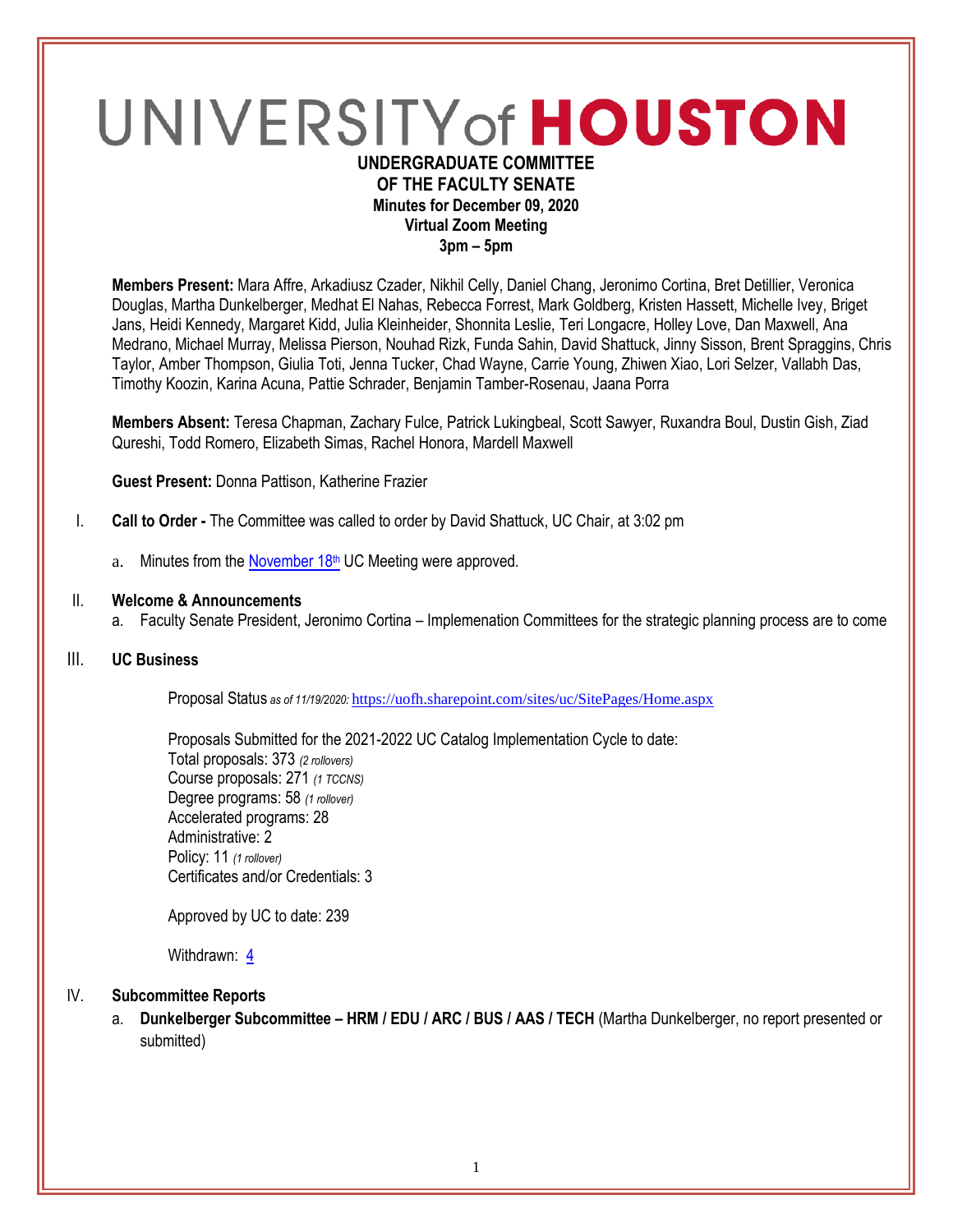# UNIVERSITY of HOUSTON

**UNDERGRADUATE COMMITTEE**
**OF THE FACULTY SENATE**
**Minutes for December 09, 2020**
**Virtual Zoom Meeting**
**3pm – 5pm**

**Members Present:** Mara Affre, Arkadiusz Czader, Nikhil Celly, Daniel Chang, Jeronimo Cortina, Bret Detillier, Veronica Douglas, Martha Dunkelberger, Medhat El Nahas, Rebecca Forrest, Mark Goldberg, Kristen Hassett, Michelle Ivey, Briget Jans, Heidi Kennedy, Margaret Kidd, Julia Kleinheider, Shonnita Leslie, Teri Longacre, Holley Love, Dan Maxwell, Ana Medrano, Michael Murray, Melissa Pierson, Nouhad Rizk, Funda Sahin, David Shattuck, Jinny Sisson, Brent Spraggins, Chris Taylor, Amber Thompson, Giulia Toti, Jenna Tucker, Chad Wayne, Carrie Young, Zhiwen Xiao, Lori Selzer, Vallabh Das, Timothy Koozin, Karina Acuna, Pattie Schrader, Benjamin Tamber-Rosenau, Jaana Porra

**Members Absent:** Teresa Chapman, Zachary Fulce, Patrick Lukingbeal, Scott Sawyer, Ruxandra Boul, Dustin Gish, Ziad Qureshi, Todd Romero, Elizabeth Simas, Rachel Honora, Mardell Maxwell

**Guest Present:** Donna Pattison, Katherine Frazier

I. **Call to Order -** The Committee was called to order by David Shattuck, UC Chair, at 3:02 pm

   a. Minutes from the November 18th UC Meeting were approved.

II. **Welcome & Announcements**

   a. Faculty Senate President, Jeronimo Cortina – Implemenation Committees for the strategic planning process are to come

III. **UC Business**

Proposal Status *as of 11/19/2020:* https://uofh.sharepoint.com/sites/uc/SitePages/Home.aspx

Proposals Submitted for the 2021-2022 UC Catalog Implementation Cycle to date:
Total proposals: 373 *(2 rollovers)*
Course proposals: 271 *(1 TCCNS)*
Degree programs: 58 *(1 rollover)*
Accelerated programs: 28
Administrative: 2
Policy: 11 *(1 rollover)*
Certificates and/or Credentials: 3

Approved by UC to date: 239

Withdrawn: 4

IV. **Subcommittee Reports**

   a. **Dunkelberger Subcommittee – HRM / EDU / ARC / BUS / AAS / TECH** (Martha Dunkelberger, no report presented or submitted)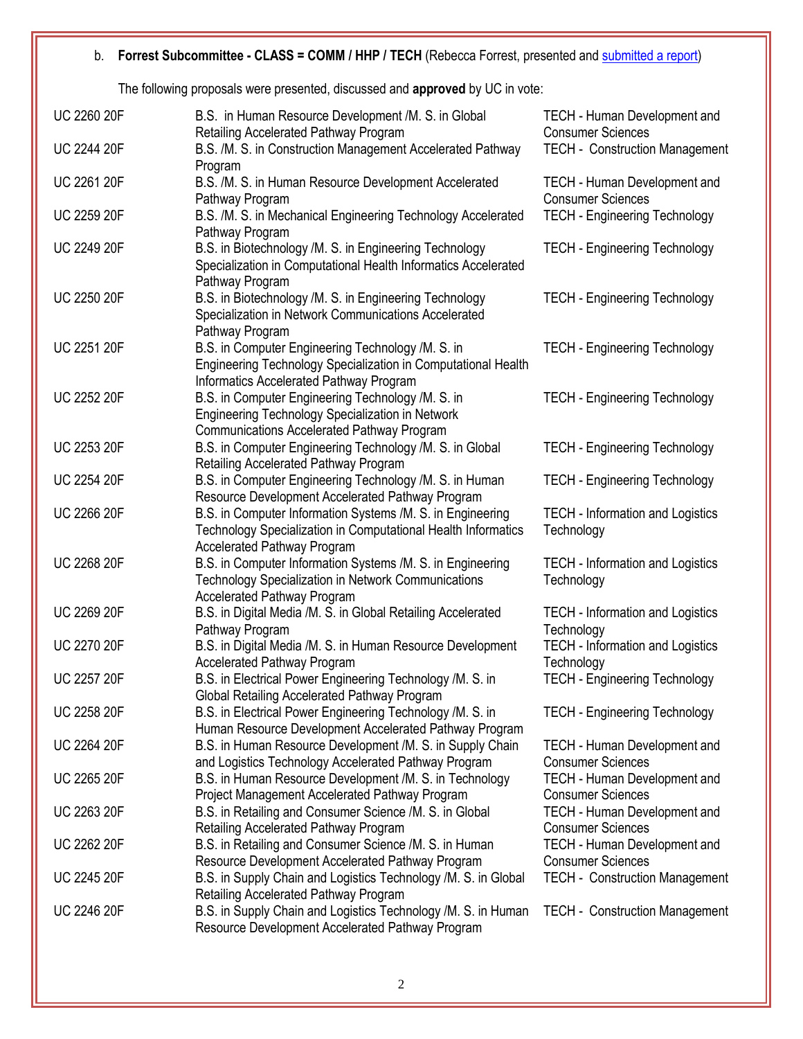b. **Forrest Subcommittee - CLASS = COMM / HHP / TECH** (Rebecca Forrest, presented and submitted a report)

The following proposals were presented, discussed and **approved** by UC in vote:

| | | |
|---|---|---|
| UC 2260 20F | B.S. in Human Resource Development /M. S. in Global Retailing Accelerated Pathway Program | TECH - Human Development and Consumer Sciences |
| UC 2244 20F | B.S. /M. S. in Construction Management Accelerated Pathway Program | TECH - Construction Management |
| UC 2261 20F | B.S. /M. S. in Human Resource Development Accelerated Pathway Program | TECH - Human Development and Consumer Sciences |
| UC 2259 20F | B.S. /M. S. in Mechanical Engineering Technology Accelerated Pathway Program | TECH - Engineering Technology |
| UC 2249 20F | B.S. in Biotechnology /M. S. in Engineering Technology Specialization in Computational Health Informatics Accelerated Pathway Program | TECH - Engineering Technology |
| UC 2250 20F | B.S. in Biotechnology /M. S. in Engineering Technology Specialization in Network Communications Accelerated Pathway Program | TECH - Engineering Technology |
| UC 2251 20F | B.S. in Computer Engineering Technology /M. S. in Engineering Technology Specialization in Computational Health Informatics Accelerated Pathway Program | TECH - Engineering Technology |
| UC 2252 20F | B.S. in Computer Engineering Technology /M. S. in Engineering Technology Specialization in Network Communications Accelerated Pathway Program | TECH - Engineering Technology |
| UC 2253 20F | B.S. in Computer Engineering Technology /M. S. in Global Retailing Accelerated Pathway Program | TECH - Engineering Technology |
| UC 2254 20F | B.S. in Computer Engineering Technology /M. S. in Human Resource Development Accelerated Pathway Program | TECH - Engineering Technology |
| UC 2266 20F | B.S. in Computer Information Systems /M. S. in Engineering Technology Specialization in Computational Health Informatics Accelerated Pathway Program | TECH - Information and Logistics Technology |
| UC 2268 20F | B.S. in Computer Information Systems /M. S. in Engineering Technology Specialization in Network Communications Accelerated Pathway Program | TECH - Information and Logistics Technology |
| UC 2269 20F | B.S. in Digital Media /M. S. in Global Retailing Accelerated Pathway Program | TECH - Information and Logistics Technology |
| UC 2270 20F | B.S. in Digital Media /M. S. in Human Resource Development Accelerated Pathway Program | TECH - Information and Logistics Technology |
| UC 2257 20F | B.S. in Electrical Power Engineering Technology /M. S. in Global Retailing Accelerated Pathway Program | TECH - Engineering Technology |
| UC 2258 20F | B.S. in Electrical Power Engineering Technology /M. S. in Human Resource Development Accelerated Pathway Program | TECH - Engineering Technology |
| UC 2264 20F | B.S. in Human Resource Development /M. S. in Supply Chain and Logistics Technology Accelerated Pathway Program | TECH - Human Development and Consumer Sciences |
| UC 2265 20F | B.S. in Human Resource Development /M. S. in Technology Project Management Accelerated Pathway Program | TECH - Human Development and Consumer Sciences |
| UC 2263 20F | B.S. in Retailing and Consumer Science /M. S. in Global Retailing Accelerated Pathway Program | TECH - Human Development and Consumer Sciences |
| UC 2262 20F | B.S. in Retailing and Consumer Science /M. S. in Human Resource Development Accelerated Pathway Program | TECH - Human Development and Consumer Sciences |
| UC 2245 20F | B.S. in Supply Chain and Logistics Technology /M. S. in Global Retailing Accelerated Pathway Program | TECH - Construction Management |
| UC 2246 20F | B.S. in Supply Chain and Logistics Technology /M. S. in Human Resource Development Accelerated Pathway Program | TECH - Construction Management |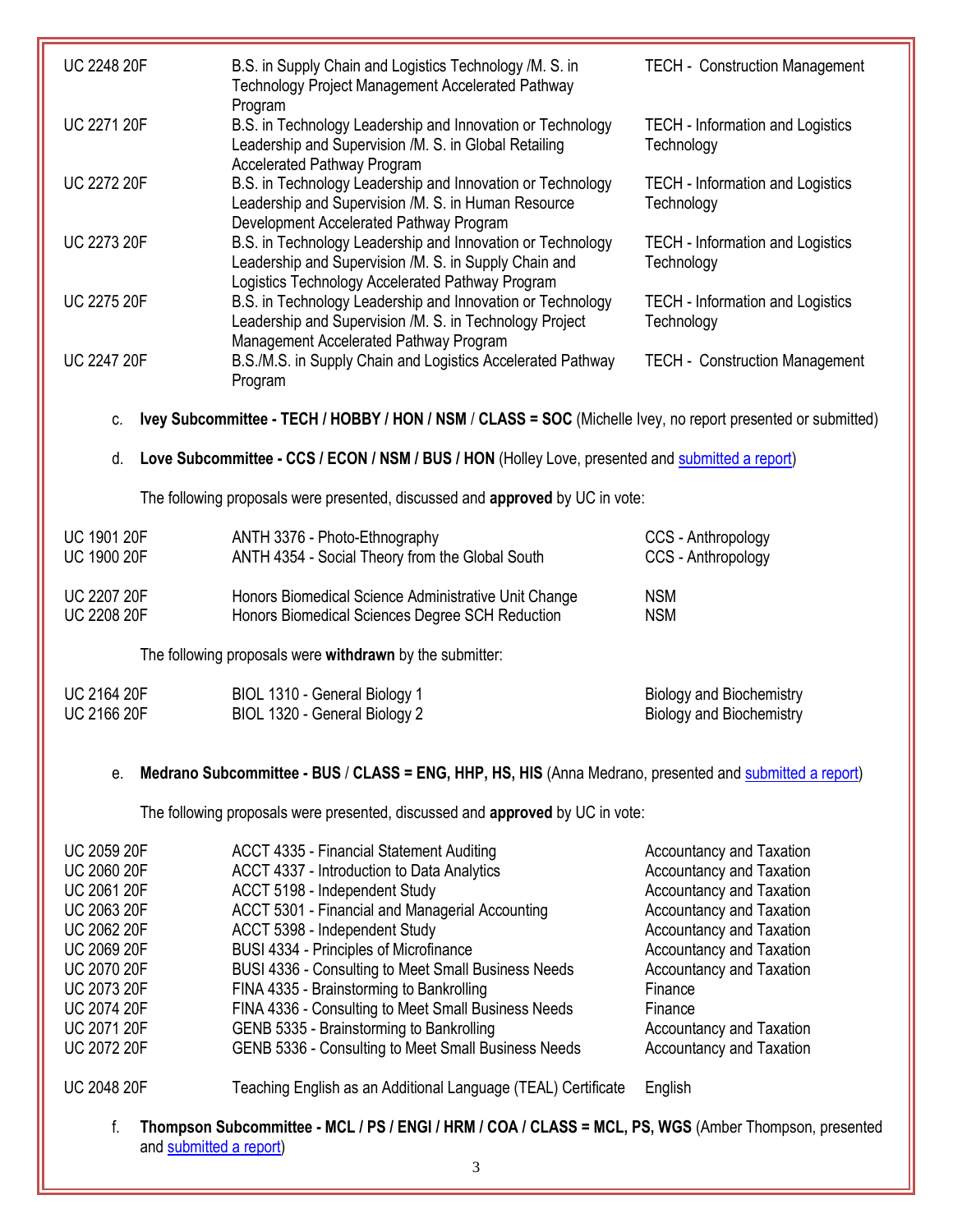| | | |
|---|---|---|
| UC 2248 20F | B.S. in Supply Chain and Logistics Technology /M. S. in Technology Project Management Accelerated Pathway Program | TECH - Construction Management |
| UC 2271 20F | B.S. in Technology Leadership and Innovation or Technology Leadership and Supervision /M. S. in Global Retailing Accelerated Pathway Program | TECH - Information and Logistics Technology |
| UC 2272 20F | B.S. in Technology Leadership and Innovation or Technology Leadership and Supervision /M. S. in Human Resource Development Accelerated Pathway Program | TECH - Information and Logistics Technology |
| UC 2273 20F | B.S. in Technology Leadership and Innovation or Technology Leadership and Supervision /M. S. in Supply Chain and Logistics Technology Accelerated Pathway Program | TECH - Information and Logistics Technology |
| UC 2275 20F | B.S. in Technology Leadership and Innovation or Technology Leadership and Supervision /M. S. in Technology Project Management Accelerated Pathway Program | TECH - Information and Logistics Technology |
| UC 2247 20F | B.S./M.S. in Supply Chain and Logistics Accelerated Pathway Program | TECH - Construction Management |

c. **Ivey Subcommittee - TECH / HOBBY / HON / NSM / CLASS = SOC** (Michelle Ivey, no report presented or submitted)

d. **Love Subcommittee - CCS / ECON / NSM / BUS / HON** (Holley Love, presented and submitted a report)

The following proposals were presented, discussed and **approved** by UC in vote:

| | | |
|---|---|---|
| UC 1901 20F | ANTH 3376 - Photo-Ethnography | CCS - Anthropology |
| UC 1900 20F | ANTH 4354 - Social Theory from the Global South | CCS - Anthropology |
| UC 2207 20F | Honors Biomedical Science Administrative Unit Change | NSM |
| UC 2208 20F | Honors Biomedical Sciences Degree SCH Reduction | NSM |

The following proposals were **withdrawn** by the submitter:

| | | |
|---|---|---|
| UC 2164 20F | BIOL 1310 - General Biology 1 | Biology and Biochemistry |
| UC 2166 20F | BIOL 1320 - General Biology 2 | Biology and Biochemistry |

e. **Medrano Subcommittee - BUS / CLASS = ENG, HHP, HS, HIS** (Anna Medrano, presented and submitted a report)

The following proposals were presented, discussed and **approved** by UC in vote:

| | | |
|---|---|---|
| UC 2059 20F | ACCT 4335 - Financial Statement Auditing | Accountancy and Taxation |
| UC 2060 20F | ACCT 4337 - Introduction to Data Analytics | Accountancy and Taxation |
| UC 2061 20F | ACCT 5198 - Independent Study | Accountancy and Taxation |
| UC 2063 20F | ACCT 5301 - Financial and Managerial Accounting | Accountancy and Taxation |
| UC 2062 20F | ACCT 5398 - Independent Study | Accountancy and Taxation |
| UC 2069 20F | BUSI 4334 - Principles of Microfinance | Accountancy and Taxation |
| UC 2070 20F | BUSI 4336 - Consulting to Meet Small Business Needs | Accountancy and Taxation |
| UC 2073 20F | FINA 4335 - Brainstorming to Bankrolling | Finance |
| UC 2074 20F | FINA 4336 - Consulting to Meet Small Business Needs | Finance |
| UC 2071 20F | GENB 5335 - Brainstorming to Bankrolling | Accountancy and Taxation |
| UC 2072 20F | GENB 5336 - Consulting to Meet Small Business Needs | Accountancy and Taxation |
| UC 2048 20F | Teaching English as an Additional Language (TEAL) Certificate | English |

f. **Thompson Subcommittee - MCL / PS / ENGI / HRM / COA / CLASS = MCL, PS, WGS** (Amber Thompson, presented and submitted a report)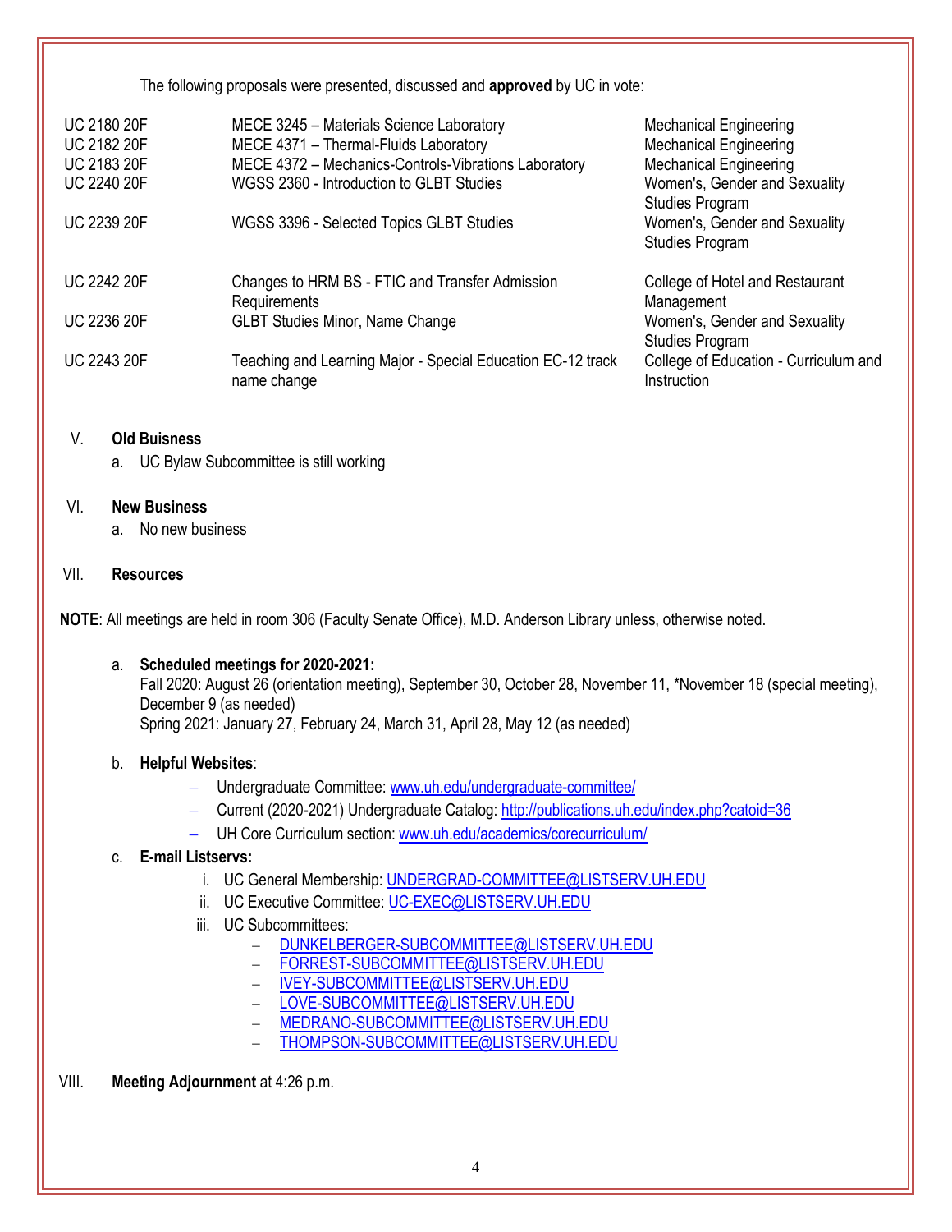The following proposals were presented, discussed and **approved** by UC in vote:

| | | |
|---|---|---|
| UC 2180 20F | MECE 3245 – Materials Science Laboratory | Mechanical Engineering |
| UC 2182 20F | MECE 4371 – Thermal-Fluids Laboratory | Mechanical Engineering |
| UC 2183 20F | MECE 4372 – Mechanics-Controls-Vibrations Laboratory | Mechanical Engineering |
| UC 2240 20F | WGSS 2360 - Introduction to GLBT Studies | Women's, Gender and Sexuality Studies Program |
| UC 2239 20F | WGSS 3396 - Selected Topics GLBT Studies | Women's, Gender and Sexuality Studies Program |
| UC 2242 20F | Changes to HRM BS - FTIC and Transfer Admission Requirements | College of Hotel and Restaurant Management |
| UC 2236 20F | GLBT Studies Minor, Name Change | Women's, Gender and Sexuality Studies Program |
| UC 2243 20F | Teaching and Learning Major - Special Education EC-12 track name change | College of Education - Curriculum and Instruction |

V. **Old Buisness**

a. UC Bylaw Subcommittee is still working

VI. **New Business**

a. No new business

VII. **Resources**

**NOTE**: All meetings are held in room 306 (Faculty Senate Office), M.D. Anderson Library unless, otherwise noted.

a. **Scheduled meetings for 2020-2021:**
Fall 2020: August 26 (orientation meeting), September 30, October 28, November 11, *November 18 (special meeting), December 9 (as needed)
Spring 2021: January 27, February 24, March 31, April 28, May 12 (as needed)

b. **Helpful Websites**:

- Undergraduate Committee: www.uh.edu/undergraduate-committee/
- Current (2020-2021) Undergraduate Catalog: http://publications.uh.edu/index.php?catoid=36
- UH Core Curriculum section: www.uh.edu/academics/corecurriculum/

c. **E-mail Listservs:**

i. UC General Membership: UNDERGRAD-COMMITTEE@LISTSERV.UH.EDU
ii. UC Executive Committee: UC-EXEC@LISTSERV.UH.EDU
iii. UC Subcommittees:
- DUNKELBERGER-SUBCOMMITTEE@LISTSERV.UH.EDU
- FORREST-SUBCOMMITTEE@LISTSERV.UH.EDU
- IVEY-SUBCOMMITTEE@LISTSERV.UH.EDU
- LOVE-SUBCOMMITTEE@LISTSERV.UH.EDU
- MEDRANO-SUBCOMMITTEE@LISTSERV.UH.EDU
- THOMPSON-SUBCOMMITTEE@LISTSERV.UH.EDU

VIII. **Meeting Adjournment** at 4:26 p.m.